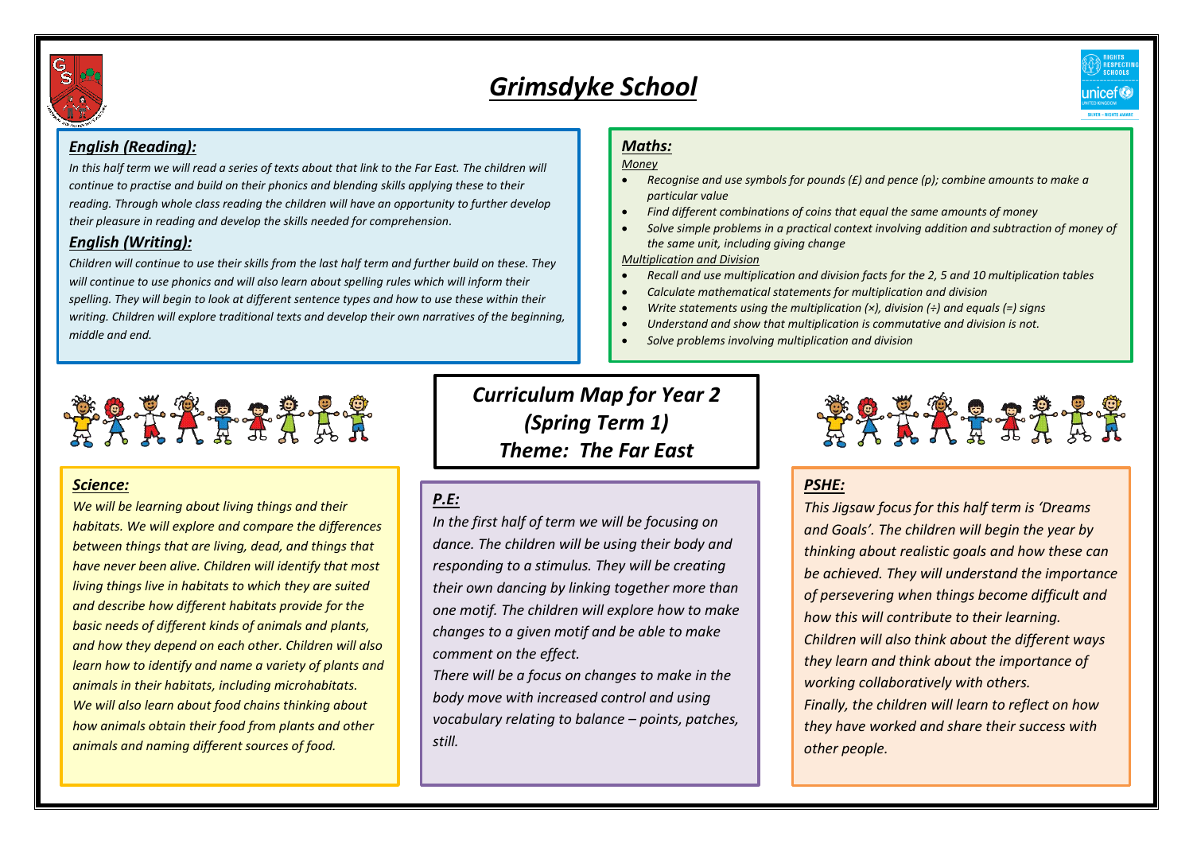# *Grimsdyke School*

## *English (Reading):*

*In this half term we will read a series of texts about that link to the Far East. The children will continue to practise and build on their phonics and blending skills applying these to their reading. Through whole class reading the children will have an opportunity to further develop their pleasure in reading and develop the skills needed for comprehension.*

## *English (Writing):*

*Children will continue to use their skills from the last half term and further build on these. They will continue to use phonics and will also learn about spelling rules which will inform their spelling. They will begin to look at different sentence types and how to use these within their writing. Children will explore traditional texts and develop their own narratives of the beginning, middle and end.*

## *Maths:*

*Money*

- *Recognise and use symbols for pounds (£) and pence (p); combine amounts to make a particular value*
- *Find different combinations of coins that equal the same amounts of money*
- *Solve simple problems in a practical context involving addition and subtraction of money of the same unit, including giving change*

*Multiplication and Division*

- *Recall and use multiplication and division facts for the 2, 5 and 10 multiplication tables*
- *Calculate mathematical statements for multiplication and division*
- *Write statements using the multiplication (×), division (÷) and equals (=) signs*
- *Understand and show that multiplication is commutative and division is not.*
- *Solve problems involving multiplication and division*

# *Curriculum Map for Year 2 (Spring Term 1) Theme: The Far East*

## *Science:*

*We will be learning about living things and their habitats. We will explore and compare the differences between things that are living, dead, and things that have never been alive. Children will identify that most living things live in habitats to which they are suited and describe how different habitats provide for the basic needs of different kinds of animals and plants, and how they depend on each other. Children will also learn how to identify and name a variety of plants and animals in their habitats, including microhabitats. We will also learn about food chains thinking about how animals obtain their food from plants and other animals and naming different sources of food.*

## *P.E:*

*In the first half of term we will be focusing on dance. The children will be using their body and responding to a stimulus. They will be creating their own dancing by linking together more than one motif. The children will explore how to make changes to a given motif and be able to make comment on the effect.*

*There will be a focus on changes to make in the body move with increased control and using vocabulary relating to balance – points, patches, still.*

## *PSHE:*

*This Jigsaw focus for this half term is 'Dreams and Goals'. The children will begin the year by thinking about realistic goals and how these can be achieved. They will understand the importance of persevering when things become difficult and how this will contribute to their learning. Children will also think about the different ways they learn and think about the importance of working collaboratively with others.*

*Finally, the children will learn to reflect on how they have worked and share their success with other people.*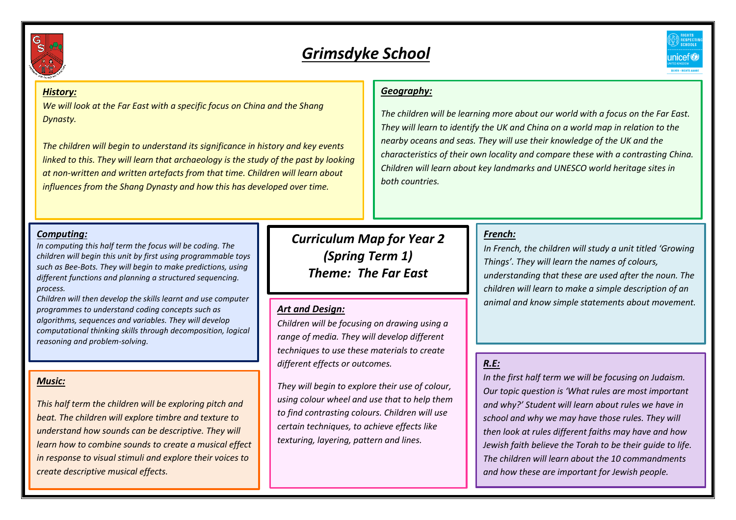# *Grimsdyke School*

## *Curriculum Map for Year 2 (Spring Term 1) Theme: The Far East*

### ***History:***

*We will look at the Far East with a specific focus on China and the Shang Dynasty.*

*The children will begin to understand its significance in history and key events linked to this. They will learn that archaeology is the study of the past by looking at non-written and written artefacts from that time. Children will learn about influences from the Shang Dynasty and how this has developed over time.*

### ***Geography:***

*The children will be learning more about our world with a focus on the Far East. They will learn to identify the UK and China on a world map in relation to the nearby oceans and seas. They will use their knowledge of the UK and the characteristics of their own locality and compare these with a contrasting China. Children will learn about key landmarks and UNESCO world heritage sites in both countries.*

### ***Computing:***

*In computing this half term the focus will be coding. The children will begin this unit by first using programmable toys such as Bee-Bots. They will begin to make predictions, using different functions and planning a structured sequencing. process.*

*Children will then develop the skills learnt and use computer programmes to understand coding concepts such as algorithms, sequences and variables. They will develop computational thinking skills through decomposition, logical reasoning and problem-solving.*

### ***Music:***

*This half term the children will be exploring pitch and beat. The children will explore timbre and texture to understand how sounds can be descriptive. They will learn how to combine sounds to create a musical effect in response to visual stimuli and explore their voices to create descriptive musical effects.*

### ***Art and Design:***

*Children will be focusing on drawing using a range of media. They will develop different techniques to use these materials to create different effects or outcomes.*

*They will begin to explore their use of colour, using colour wheel and use that to help them to find contrasting colours. Children will use certain techniques, to achieve effects like texturing, layering, pattern and lines.*

### ***French:***

*In French, the children will study a unit titled 'Growing Things'. They will learn the names of colours, understanding that these are used after the noun. The children will learn to make a simple description of an animal and know simple statements about movement.*

### ***R.E:***

*In the first half term we will be focusing on Judaism. Our topic question is 'What rules are most important and why?' Student will learn about rules we have in school and why we may have those rules. They will then look at rules different faiths may have and how Jewish faith believe the Torah to be their guide to life. The children will learn about the 10 commandments and how these are important for Jewish people.*